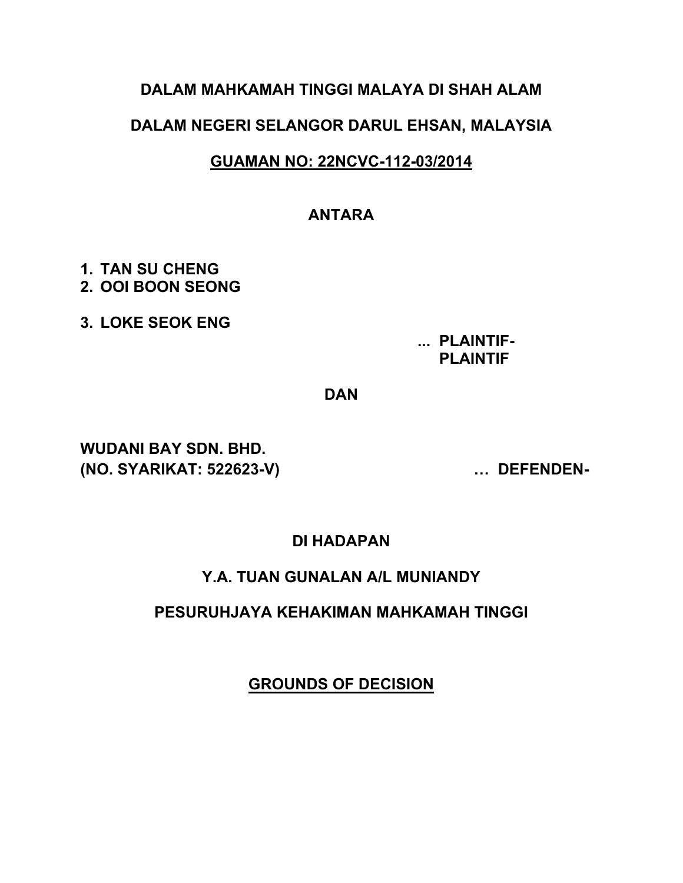**DALAM MAHKAMAH TINGGI MALAYA DI SHAH ALAM**

**DALAM NEGERI SELANGOR DARUL EHSAN, MALAYSIA**

**<u>GUAMAN NO: 22NCVC-112-03/2014</u>**

**ANTARA**

1. **TAN SU CHENG**
2. **OOI BOON SEONG**
3. **LOKE SEOK ENG**

**... PLAINTIF-PLAINTIF**

**DAN**

**WUDANI BAY SDN. BHD.**
**(NO. SYARIKAT: 522623-V)** **… DEFENDEN-**

**DI HADAPAN**

**Y.A. TUAN GUNALAN A/L MUNIANDY**

**PESURUHJAYA KEHAKIMAN MAHKAMAH TINGGI**

## <u>GROUNDS OF DECISION</u>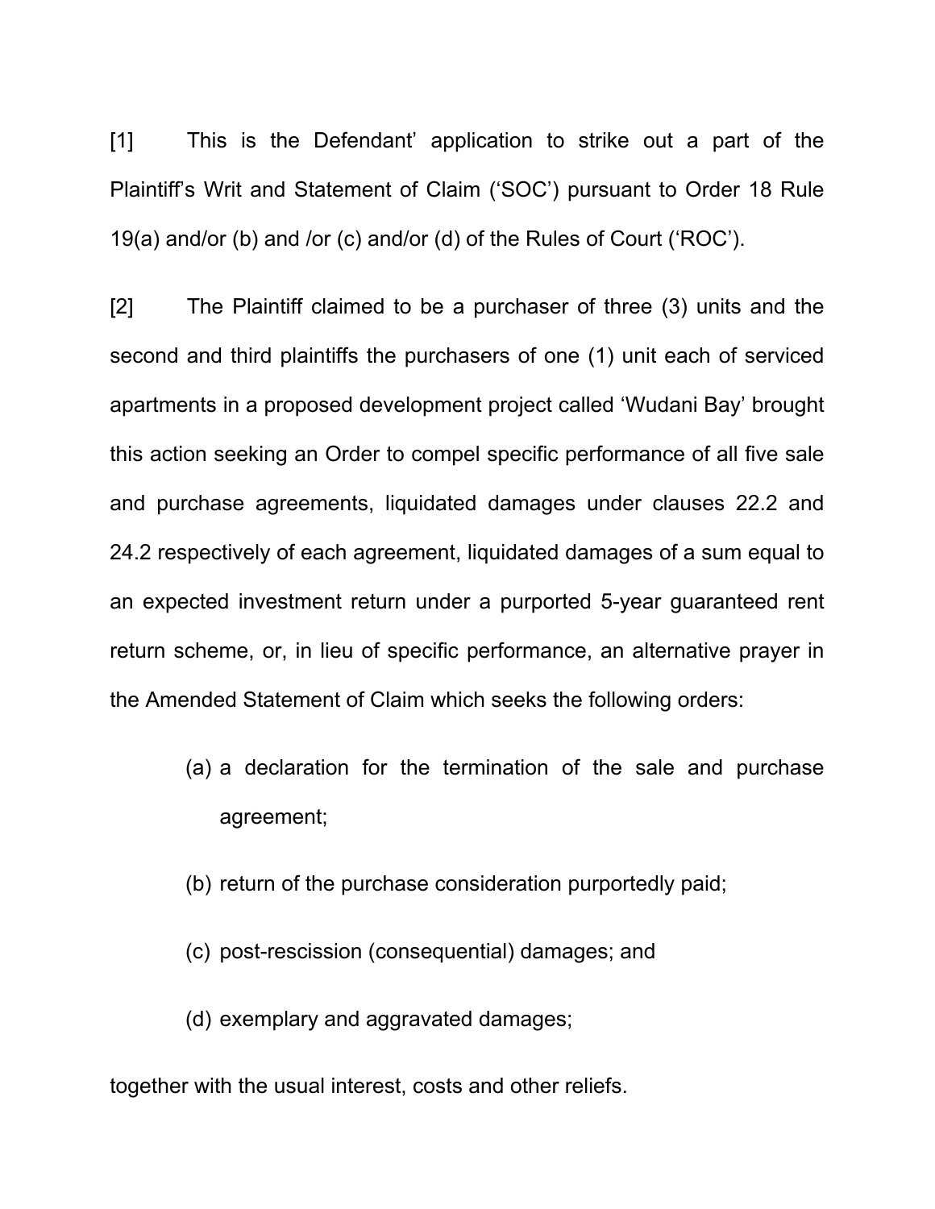[1] This is the Defendant' application to strike out a part of the Plaintiff's Writ and Statement of Claim ('SOC') pursuant to Order 18 Rule 19(a) and/or (b) and /or (c) and/or (d) of the Rules of Court ('ROC').

[2] The Plaintiff claimed to be a purchaser of three (3) units and the second and third plaintiffs the purchasers of one (1) unit each of serviced apartments in a proposed development project called 'Wudani Bay' brought this action seeking an Order to compel specific performance of all five sale and purchase agreements, liquidated damages under clauses 22.2 and 24.2 respectively of each agreement, liquidated damages of a sum equal to an expected investment return under a purported 5-year guaranteed rent return scheme, or, in lieu of specific performance, an alternative prayer in the Amended Statement of Claim which seeks the following orders:

(a) a declaration for the termination of the sale and purchase agreement;

(b) return of the purchase consideration purportedly paid;

(c) post-rescission (consequential) damages; and

(d) exemplary and aggravated damages;

together with the usual interest, costs and other reliefs.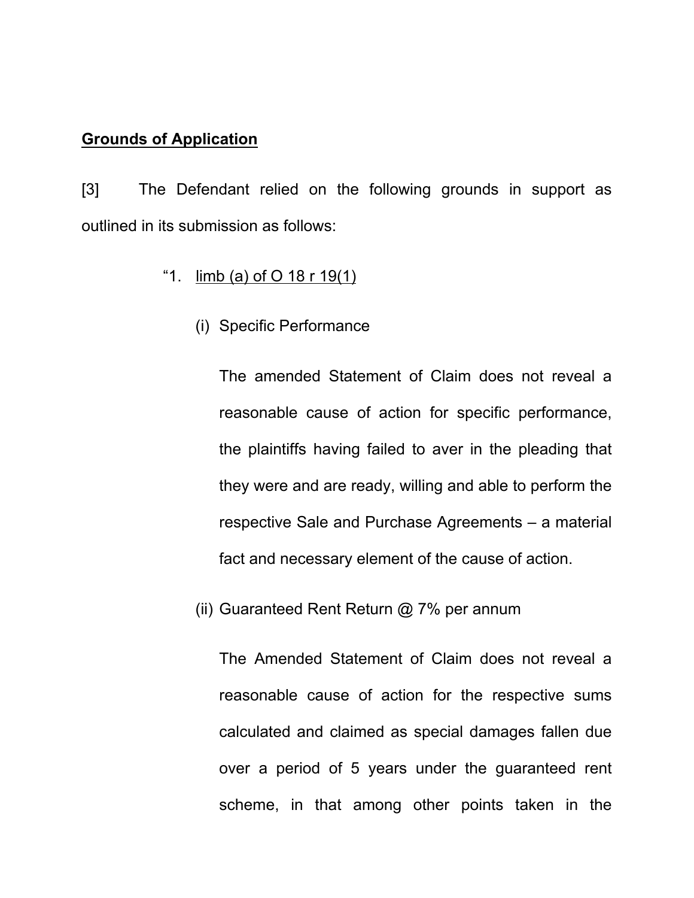**Grounds of Application**

[3] The Defendant relied on the following grounds in support as outlined in its submission as follows:

> "1. <u>limb (a) of O 18 r 19(1)</u>
>
> (i) Specific Performance
>
> The amended Statement of Claim does not reveal a reasonable cause of action for specific performance, the plaintiffs having failed to aver in the pleading that they were and are ready, willing and able to perform the respective Sale and Purchase Agreements – a material fact and necessary element of the cause of action.
>
> (ii) Guaranteed Rent Return @ 7% per annum
>
> The Amended Statement of Claim does not reveal a reasonable cause of action for the respective sums calculated and claimed as special damages fallen due over a period of 5 years under the guaranteed rent scheme, in that among other points taken in the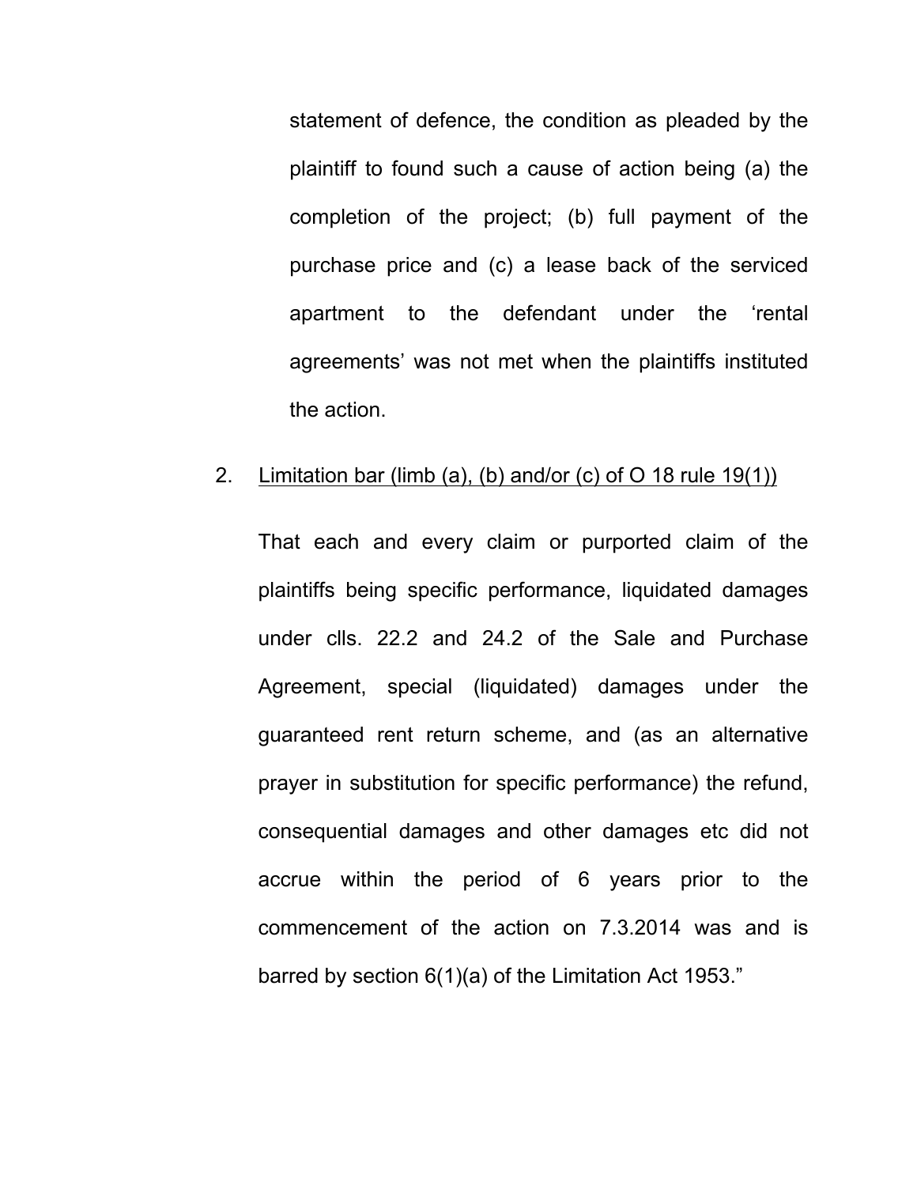statement of defence, the condition as pleaded by the plaintiff to found such a cause of action being (a) the completion of the project; (b) full payment of the purchase price and (c) a lease back of the serviced apartment to the defendant under the 'rental agreements' was not met when the plaintiffs instituted the action.

2. <u>Limitation bar (limb (a), (b) and/or (c) of O 18 rule 19(1))</u>

   That each and every claim or purported claim of the plaintiffs being specific performance, liquidated damages under clls. 22.2 and 24.2 of the Sale and Purchase Agreement, special (liquidated) damages under the guaranteed rent return scheme, and (as an alternative prayer in substitution for specific performance) the refund, consequential damages and other damages etc did not accrue within the period of 6 years prior to the commencement of the action on 7.3.2014 was and is barred by section 6(1)(a) of the Limitation Act 1953."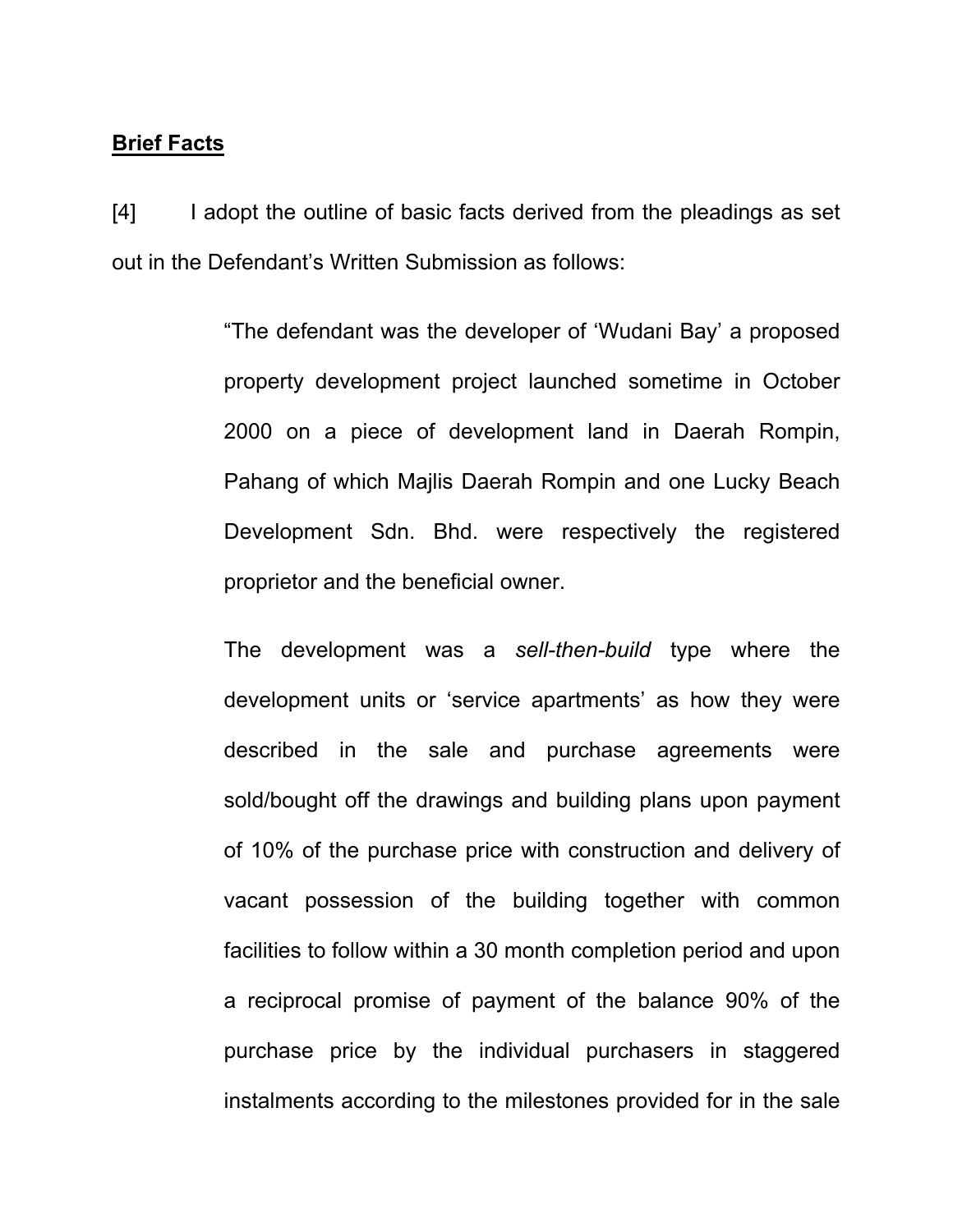**Brief Facts**

[4] I adopt the outline of basic facts derived from the pleadings as set out in the Defendant's Written Submission as follows:

> "The defendant was the developer of 'Wudani Bay' a proposed property development project launched sometime in October 2000 on a piece of development land in Daerah Rompin, Pahang of which Majlis Daerah Rompin and one Lucky Beach Development Sdn. Bhd. were respectively the registered proprietor and the beneficial owner.
>
> The development was a *sell-then-build* type where the development units or 'service apartments' as how they were described in the sale and purchase agreements were sold/bought off the drawings and building plans upon payment of 10% of the purchase price with construction and delivery of vacant possession of the building together with common facilities to follow within a 30 month completion period and upon a reciprocal promise of payment of the balance 90% of the purchase price by the individual purchasers in staggered instalments according to the milestones provided for in the sale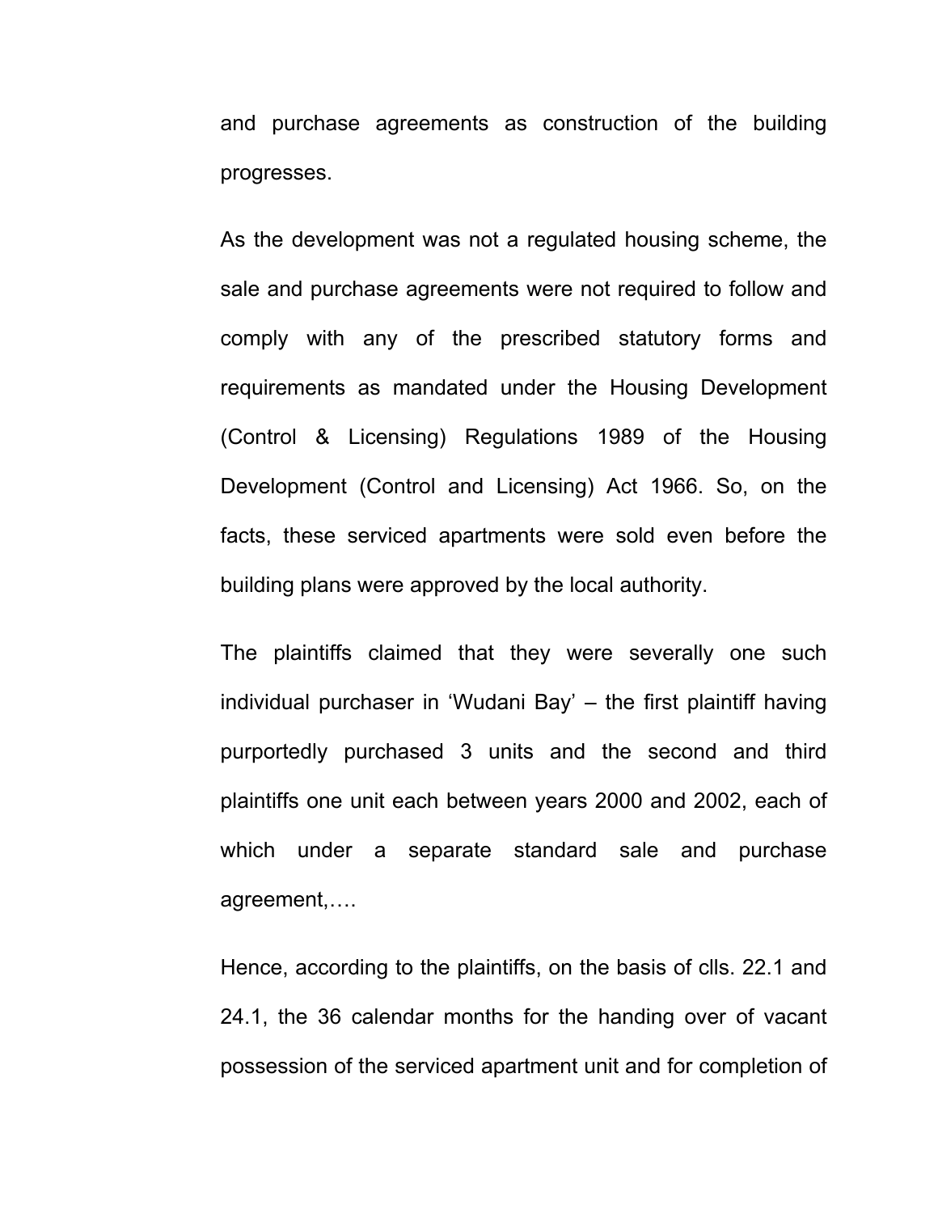and purchase agreements as construction of the building progresses.

As the development was not a regulated housing scheme, the sale and purchase agreements were not required to follow and comply with any of the prescribed statutory forms and requirements as mandated under the Housing Development (Control & Licensing) Regulations 1989 of the Housing Development (Control and Licensing) Act 1966. So, on the facts, these serviced apartments were sold even before the building plans were approved by the local authority.

The plaintiffs claimed that they were severally one such individual purchaser in 'Wudani Bay' – the first plaintiff having purportedly purchased 3 units and the second and third plaintiffs one unit each between years 2000 and 2002, each of which under a separate standard sale and purchase agreement,….

Hence, according to the plaintiffs, on the basis of clls. 22.1 and 24.1, the 36 calendar months for the handing over of vacant possession of the serviced apartment unit and for completion of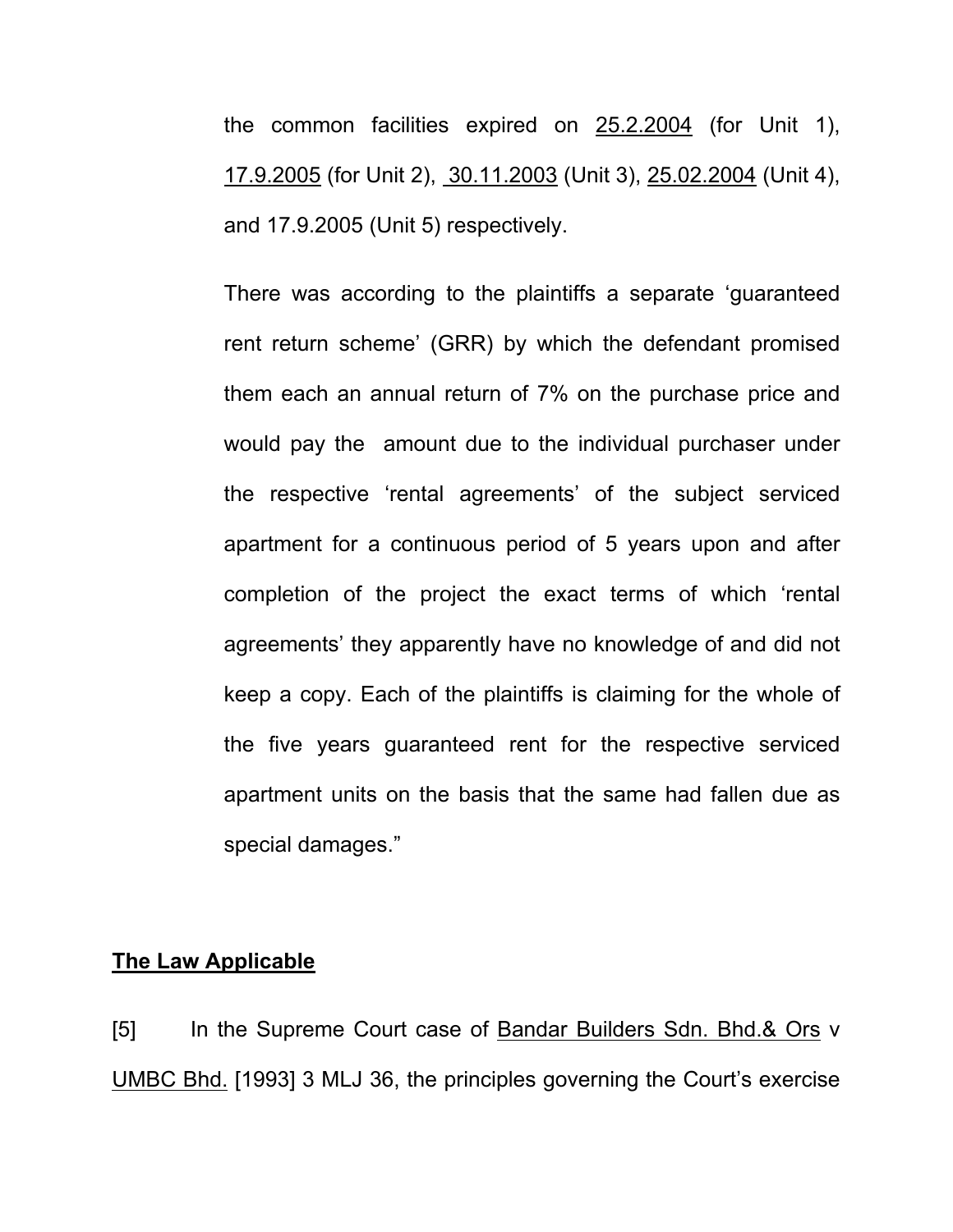the common facilities expired on <u>25.2.2004</u> (for Unit 1), <u>17.9.2005</u> (for Unit 2), <u>30.11.2003</u> (Unit 3), <u>25.02.2004</u> (Unit 4), and 17.9.2005 (Unit 5) respectively.

There was according to the plaintiffs a separate 'guaranteed rent return scheme' (GRR) by which the defendant promised them each an annual return of 7% on the purchase price and would pay the amount due to the individual purchaser under the respective 'rental agreements' of the subject serviced apartment for a continuous period of 5 years upon and after completion of the project the exact terms of which 'rental agreements' they apparently have no knowledge of and did not keep a copy. Each of the plaintiffs is claiming for the whole of the five years guaranteed rent for the respective serviced apartment units on the basis that the same had fallen due as special damages."

## The Law Applicable

[5] In the Supreme Court case of <u>Bandar Builders Sdn. Bhd.& Ors</u> v <u>UMBC Bhd.</u> [1993] 3 MLJ 36, the principles governing the Court's exercise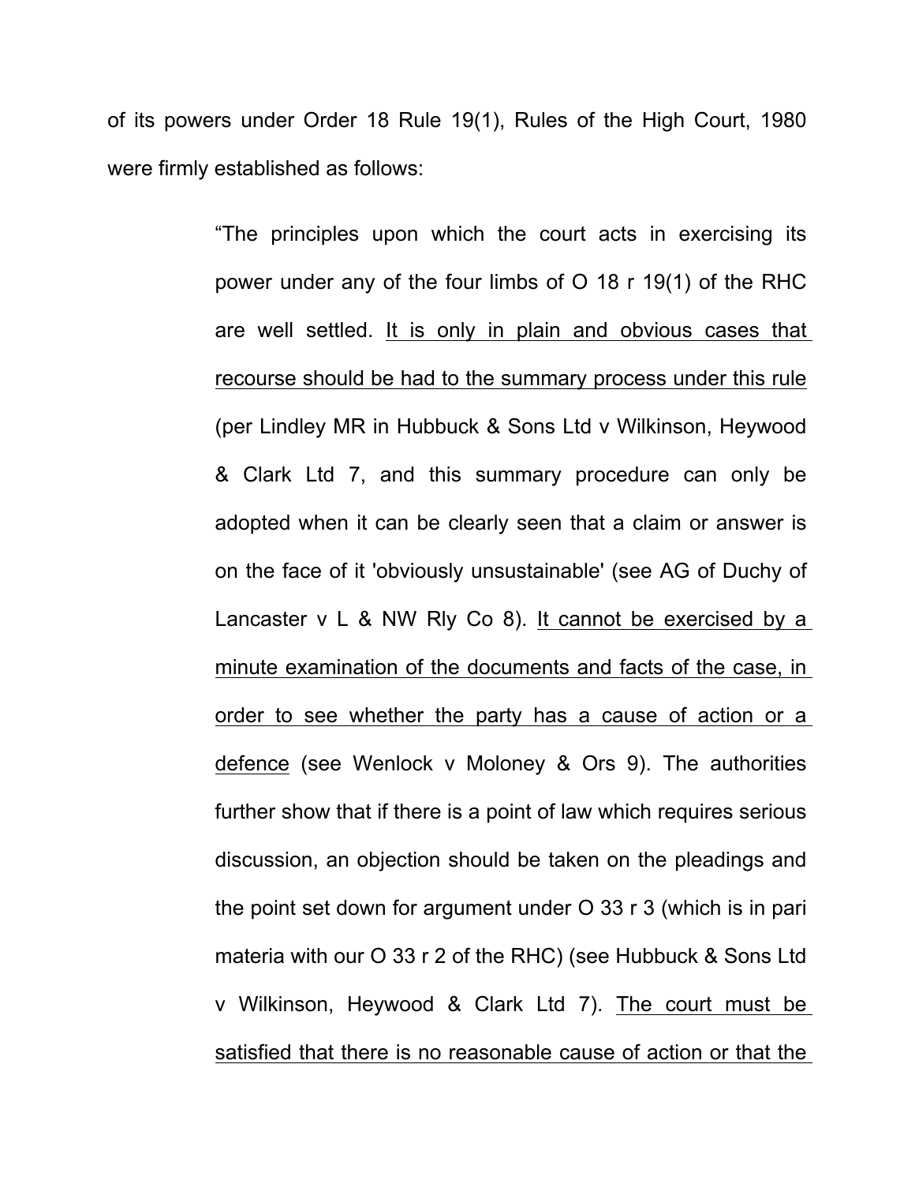of its powers under Order 18 Rule 19(1), Rules of the High Court, 1980 were firmly established as follows:

> "The principles upon which the court acts in exercising its power under any of the four limbs of O 18 r 19(1) of the RHC are well settled. <u>It is only in plain and obvious cases that recourse should be had to the summary process under this rule</u> (per Lindley MR in Hubbuck & Sons Ltd v Wilkinson, Heywood & Clark Ltd 7, and this summary procedure can only be adopted when it can be clearly seen that a claim or answer is on the face of it 'obviously unsustainable' (see AG of Duchy of Lancaster v L & NW Rly Co 8). <u>It cannot be exercised by a minute examination of the documents and facts of the case, in order to see whether the party has a cause of action or a defence</u> (see Wenlock v Moloney & Ors 9). The authorities further show that if there is a point of law which requires serious discussion, an objection should be taken on the pleadings and the point set down for argument under O 33 r 3 (which is in pari materia with our O 33 r 2 of the RHC) (see Hubbuck & Sons Ltd v Wilkinson, Heywood & Clark Ltd 7). <u>The court must be satisfied that there is no reasonable cause of action or that the</u>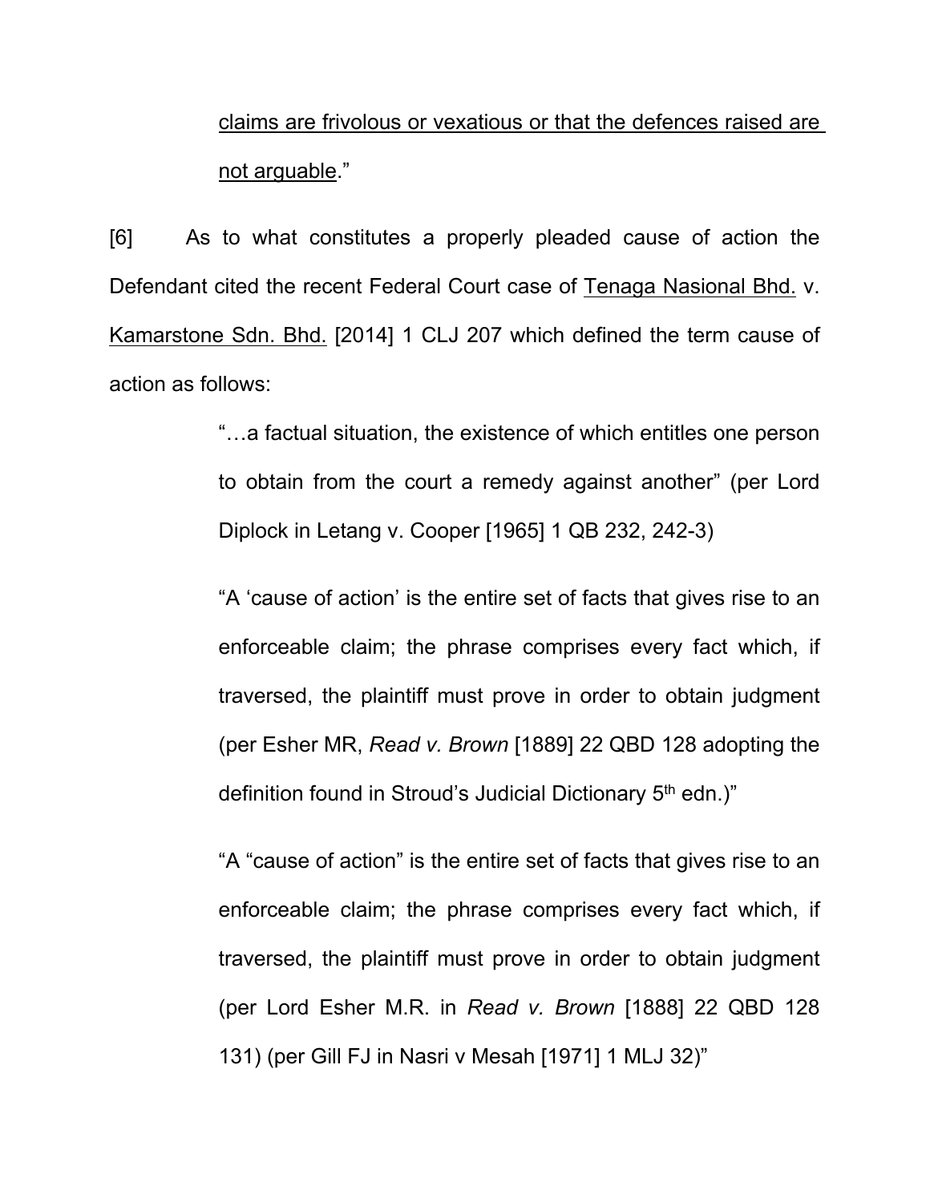<u>claims are frivolous or vexatious or that the defences raised are not arguable</u>."

[6] As to what constitutes a properly pleaded cause of action the Defendant cited the recent Federal Court case of <u>Tenaga Nasional Bhd.</u> v. <u>Kamarstone Sdn. Bhd.</u> [2014] 1 CLJ 207 which defined the term cause of action as follows:

> "…a factual situation, the existence of which entitles one person to obtain from the court a remedy against another" (per Lord Diplock in Letang v. Cooper [1965] 1 QB 232, 242-3)
>
> "A 'cause of action' is the entire set of facts that gives rise to an enforceable claim; the phrase comprises every fact which, if traversed, the plaintiff must prove in order to obtain judgment (per Esher MR, *Read v. Brown* [1889] 22 QBD 128 adopting the definition found in Stroud's Judicial Dictionary 5th edn.)"
>
> "A "cause of action" is the entire set of facts that gives rise to an enforceable claim; the phrase comprises every fact which, if traversed, the plaintiff must prove in order to obtain judgment (per Lord Esher M.R. in *Read v. Brown* [1888] 22 QBD 128 131) (per Gill FJ in Nasri v Mesah [1971] 1 MLJ 32)"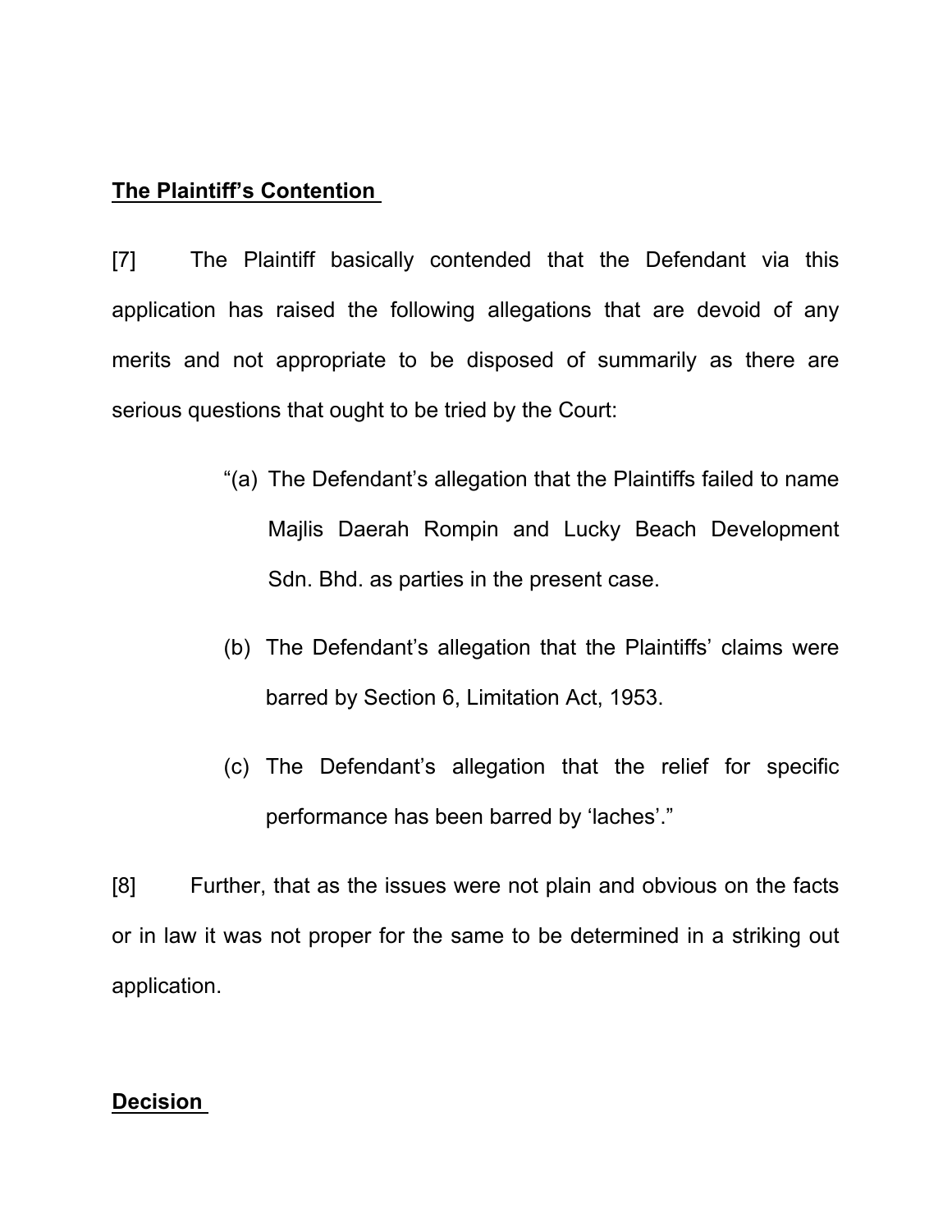**The Plaintiff's Contention**

[7] The Plaintiff basically contended that the Defendant via this application has raised the following allegations that are devoid of any merits and not appropriate to be disposed of summarily as there are serious questions that ought to be tried by the Court:

> "(a) The Defendant's allegation that the Plaintiffs failed to name Majlis Daerah Rompin and Lucky Beach Development Sdn. Bhd. as parties in the present case.
>
> (b) The Defendant's allegation that the Plaintiffs' claims were barred by Section 6, Limitation Act, 1953.
>
> (c) The Defendant's allegation that the relief for specific performance has been barred by 'laches'."

[8] Further, that as the issues were not plain and obvious on the facts or in law it was not proper for the same to be determined in a striking out application.

**Decision**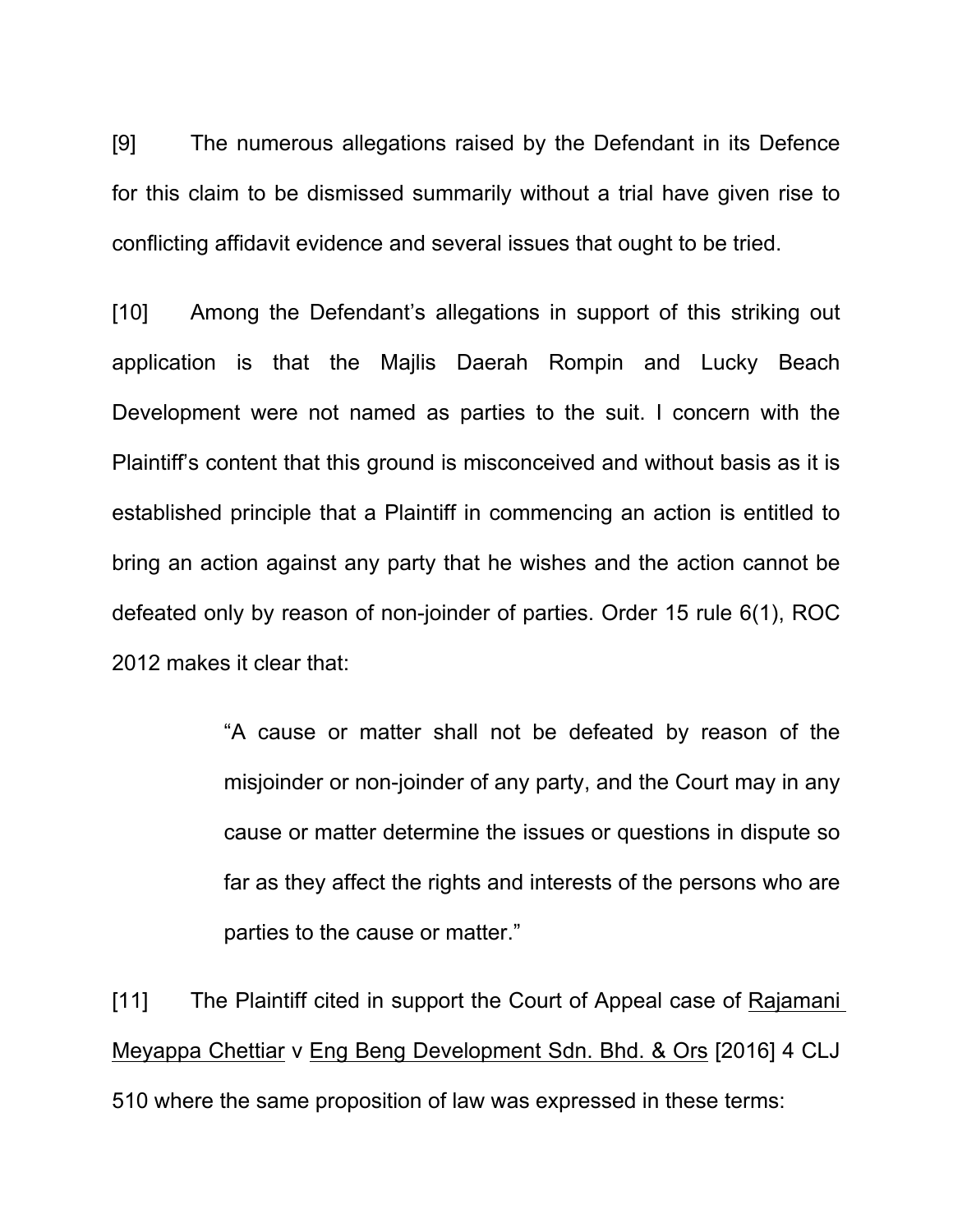[9] The numerous allegations raised by the Defendant in its Defence for this claim to be dismissed summarily without a trial have given rise to conflicting affidavit evidence and several issues that ought to be tried.

[10] Among the Defendant's allegations in support of this striking out application is that the Majlis Daerah Rompin and Lucky Beach Development were not named as parties to the suit. I concern with the Plaintiff's content that this ground is misconceived and without basis as it is established principle that a Plaintiff in commencing an action is entitled to bring an action against any party that he wishes and the action cannot be defeated only by reason of non-joinder of parties. Order 15 rule 6(1), ROC 2012 makes it clear that:

> "A cause or matter shall not be defeated by reason of the misjoinder or non-joinder of any party, and the Court may in any cause or matter determine the issues or questions in dispute so far as they affect the rights and interests of the persons who are parties to the cause or matter."

[11] The Plaintiff cited in support the Court of Appeal case of Rajamani Meyappa Chettiar v Eng Beng Development Sdn. Bhd. & Ors [2016] 4 CLJ 510 where the same proposition of law was expressed in these terms: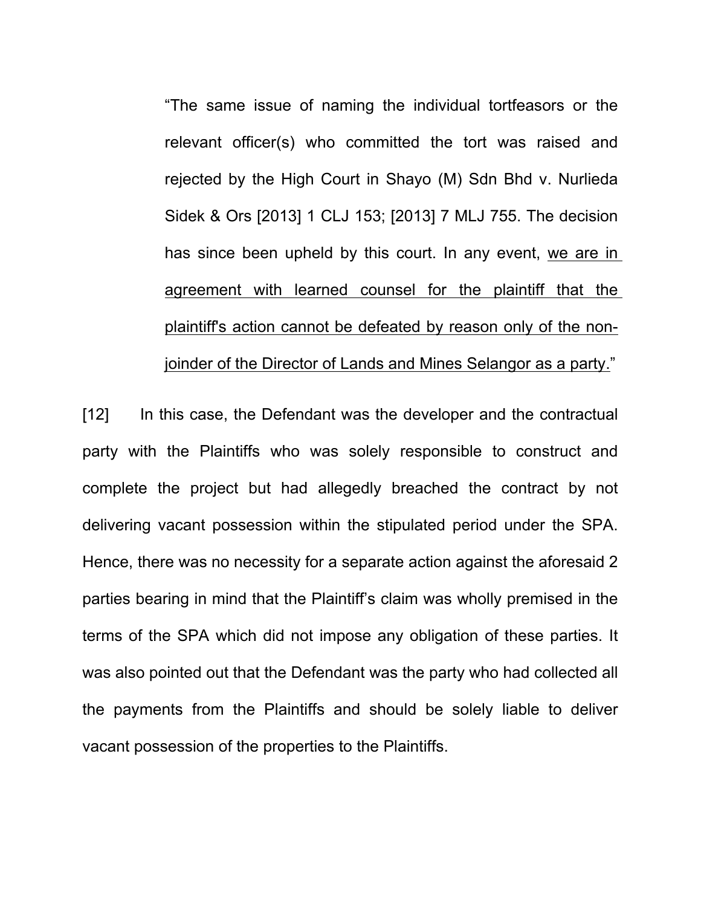> "The same issue of naming the individual tortfeasors or the relevant officer(s) who committed the tort was raised and rejected by the High Court in Shayo (M) Sdn Bhd v. Nurlieda Sidek & Ors [2013] 1 CLJ 153; [2013] 7 MLJ 755. The decision has since been upheld by this court. In any event, <u>we are in agreement with learned counsel for the plaintiff that the plaintiff's action cannot be defeated by reason only of the non-joinder of the Director of Lands and Mines Selangor as a party.</u>"

[12] In this case, the Defendant was the developer and the contractual party with the Plaintiffs who was solely responsible to construct and complete the project but had allegedly breached the contract by not delivering vacant possession within the stipulated period under the SPA. Hence, there was no necessity for a separate action against the aforesaid 2 parties bearing in mind that the Plaintiff's claim was wholly premised in the terms of the SPA which did not impose any obligation of these parties. It was also pointed out that the Defendant was the party who had collected all the payments from the Plaintiffs and should be solely liable to deliver vacant possession of the properties to the Plaintiffs.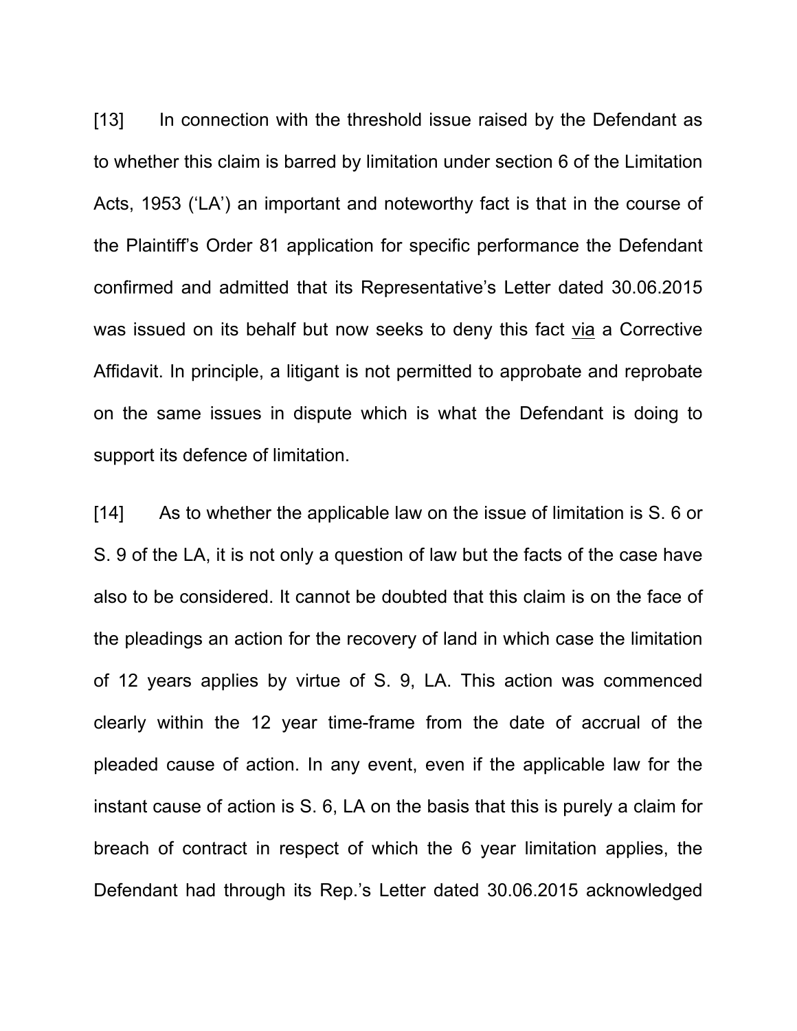[13] In connection with the threshold issue raised by the Defendant as to whether this claim is barred by limitation under section 6 of the Limitation Acts, 1953 ('LA') an important and noteworthy fact is that in the course of the Plaintiff's Order 81 application for specific performance the Defendant confirmed and admitted that its Representative's Letter dated 30.06.2015 was issued on its behalf but now seeks to deny this fact <u>via</u> a Corrective Affidavit. In principle, a litigant is not permitted to approbate and reprobate on the same issues in dispute which is what the Defendant is doing to support its defence of limitation.

[14] As to whether the applicable law on the issue of limitation is S. 6 or S. 9 of the LA, it is not only a question of law but the facts of the case have also to be considered. It cannot be doubted that this claim is on the face of the pleadings an action for the recovery of land in which case the limitation of 12 years applies by virtue of S. 9, LA. This action was commenced clearly within the 12 year time-frame from the date of accrual of the pleaded cause of action. In any event, even if the applicable law for the instant cause of action is S. 6, LA on the basis that this is purely a claim for breach of contract in respect of which the 6 year limitation applies, the Defendant had through its Rep.'s Letter dated 30.06.2015 acknowledged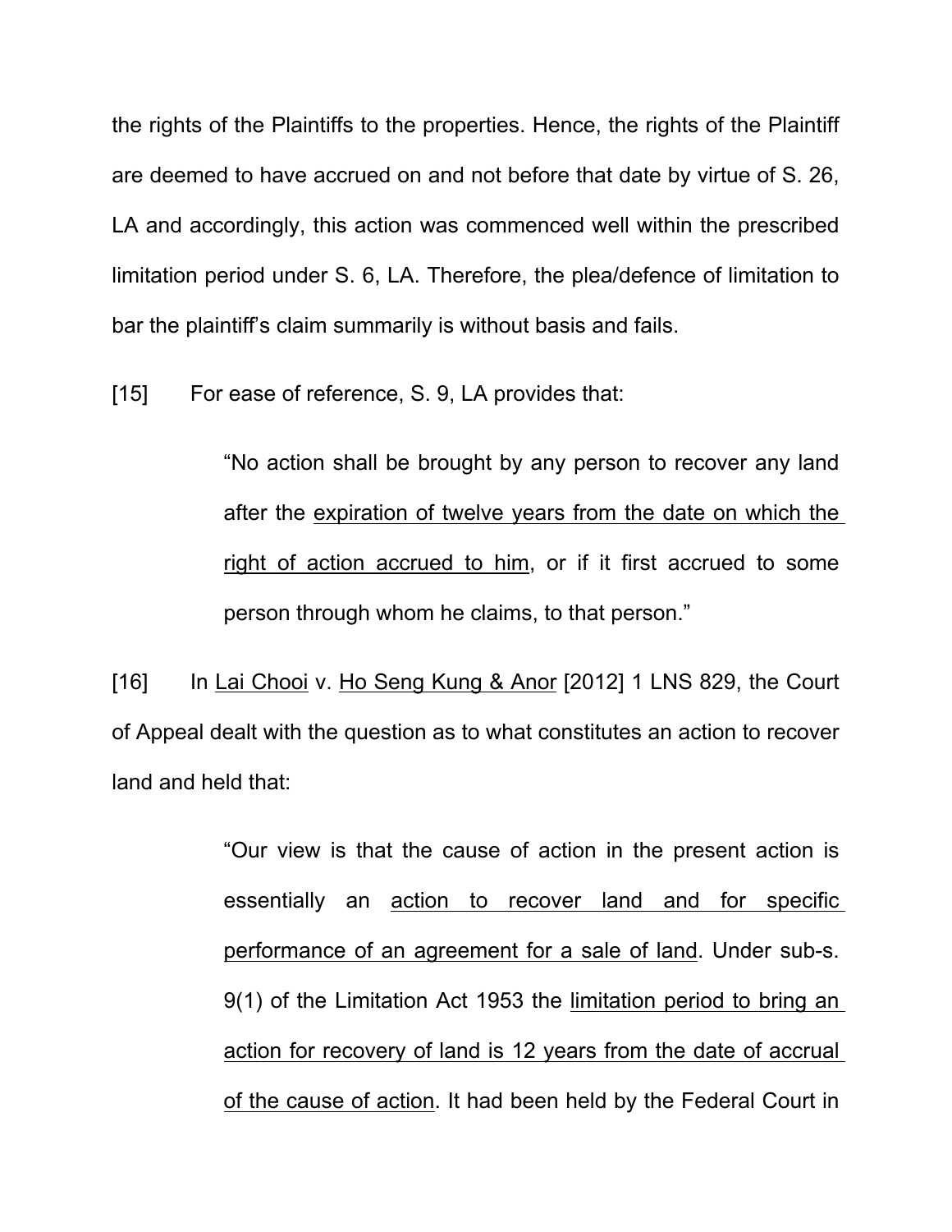the rights of the Plaintiffs to the properties. Hence, the rights of the Plaintiff are deemed to have accrued on and not before that date by virtue of S. 26, LA and accordingly, this action was commenced well within the prescribed limitation period under S. 6, LA. Therefore, the plea/defence of limitation to bar the plaintiff's claim summarily is without basis and fails.

[15] For ease of reference, S. 9, LA provides that:

> "No action shall be brought by any person to recover any land after the <u>expiration of twelve years from the date on which the right of action accrued to him</u>, or if it first accrued to some person through whom he claims, to that person."

[16] In <u>Lai Chooi</u> v. <u>Ho Seng Kung & Anor</u> [2012] 1 LNS 829, the Court of Appeal dealt with the question as to what constitutes an action to recover land and held that:

> "Our view is that the cause of action in the present action is essentially an <u>action to recover land and for specific performance of an agreement for a sale of land</u>. Under sub-s. 9(1) of the Limitation Act 1953 the <u>limitation period to bring an action for recovery of land is 12 years from the date of accrual of the cause of action</u>. It had been held by the Federal Court in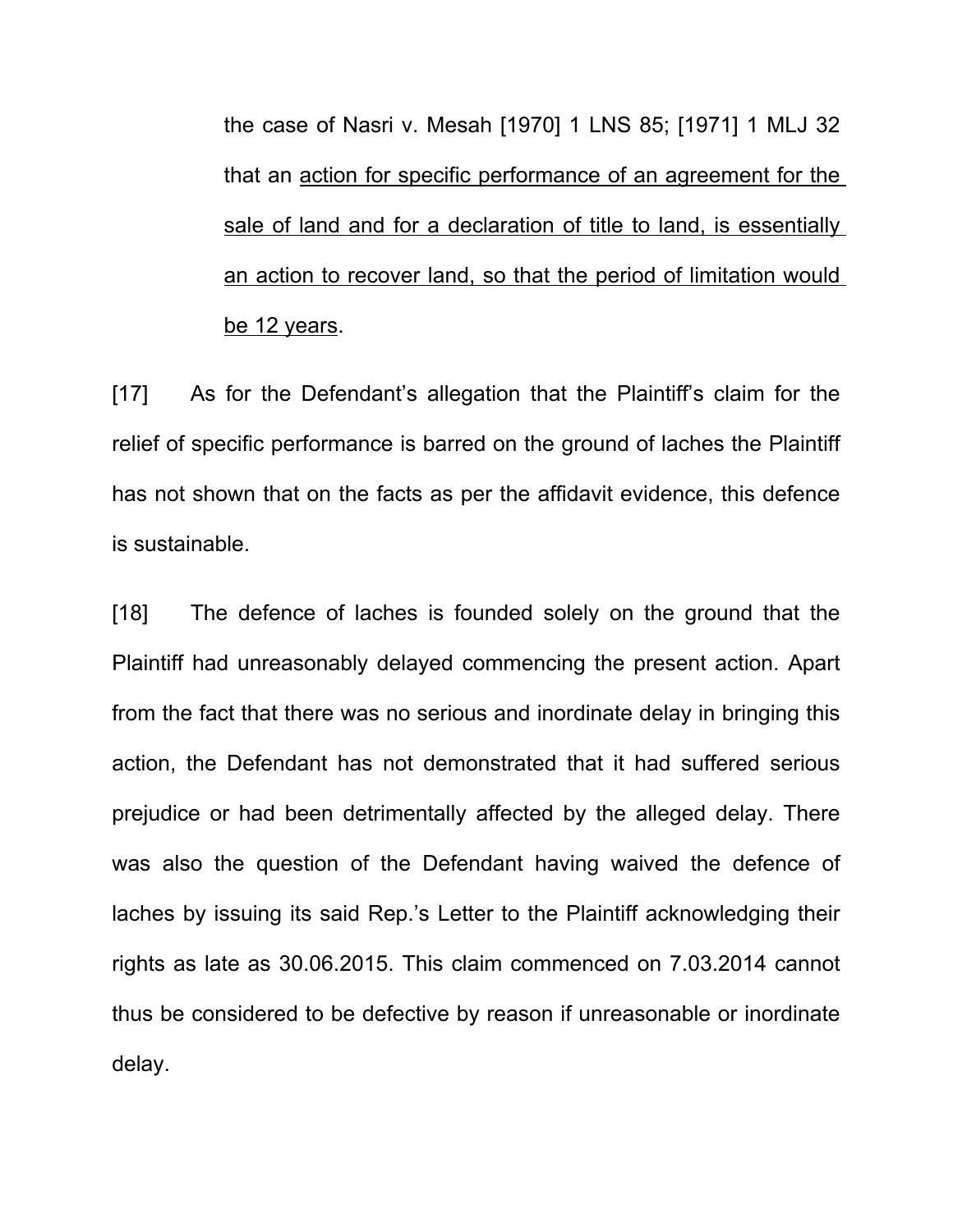the case of Nasri v. Mesah [1970] 1 LNS 85; [1971] 1 MLJ 32 that an <u>action for specific performance of an agreement for the sale of land and for a declaration of title to land, is essentially an action to recover land, so that the period of limitation would be 12 years</u>.

[17] As for the Defendant's allegation that the Plaintiff's claim for the relief of specific performance is barred on the ground of laches the Plaintiff has not shown that on the facts as per the affidavit evidence, this defence is sustainable.

[18] The defence of laches is founded solely on the ground that the Plaintiff had unreasonably delayed commencing the present action. Apart from the fact that there was no serious and inordinate delay in bringing this action, the Defendant has not demonstrated that it had suffered serious prejudice or had been detrimentally affected by the alleged delay. There was also the question of the Defendant having waived the defence of laches by issuing its said Rep.'s Letter to the Plaintiff acknowledging their rights as late as 30.06.2015. This claim commenced on 7.03.2014 cannot thus be considered to be defective by reason if unreasonable or inordinate delay.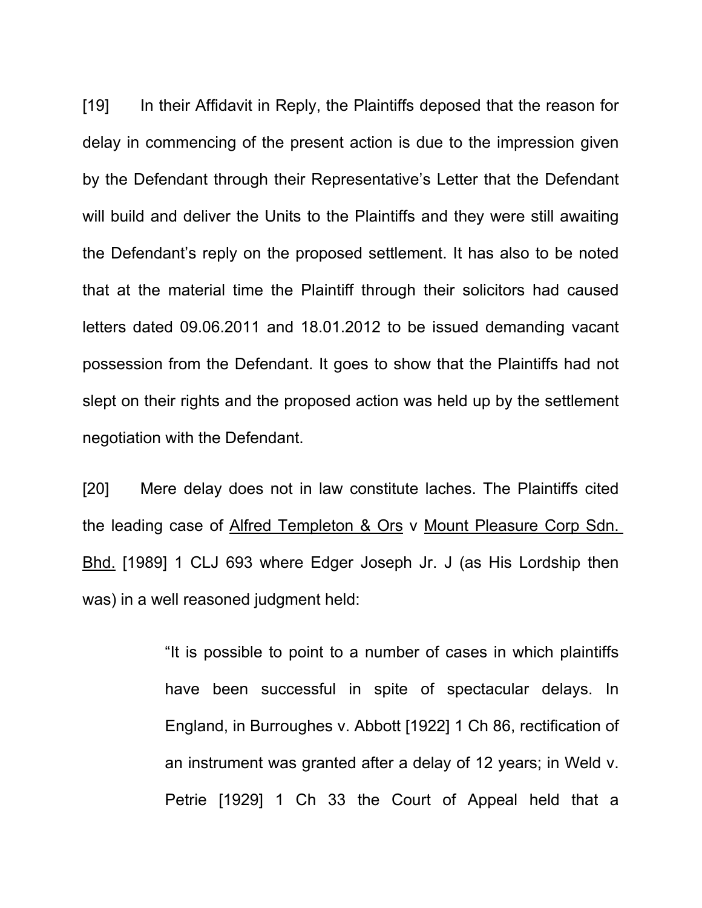[19] In their Affidavit in Reply, the Plaintiffs deposed that the reason for delay in commencing of the present action is due to the impression given by the Defendant through their Representative's Letter that the Defendant will build and deliver the Units to the Plaintiffs and they were still awaiting the Defendant's reply on the proposed settlement. It has also to be noted that at the material time the Plaintiff through their solicitors had caused letters dated 09.06.2011 and 18.01.2012 to be issued demanding vacant possession from the Defendant. It goes to show that the Plaintiffs had not slept on their rights and the proposed action was held up by the settlement negotiation with the Defendant.

[20] Mere delay does not in law constitute laches. The Plaintiffs cited the leading case of <u>Alfred Templeton & Ors</u> v <u>Mount Pleasure Corp Sdn. Bhd.</u> [1989] 1 CLJ 693 where Edger Joseph Jr. J (as His Lordship then was) in a well reasoned judgment held:

> "It is possible to point to a number of cases in which plaintiffs have been successful in spite of spectacular delays. In England, in Burroughes v. Abbott [1922] 1 Ch 86, rectification of an instrument was granted after a delay of 12 years; in Weld v. Petrie [1929] 1 Ch 33 the Court of Appeal held that a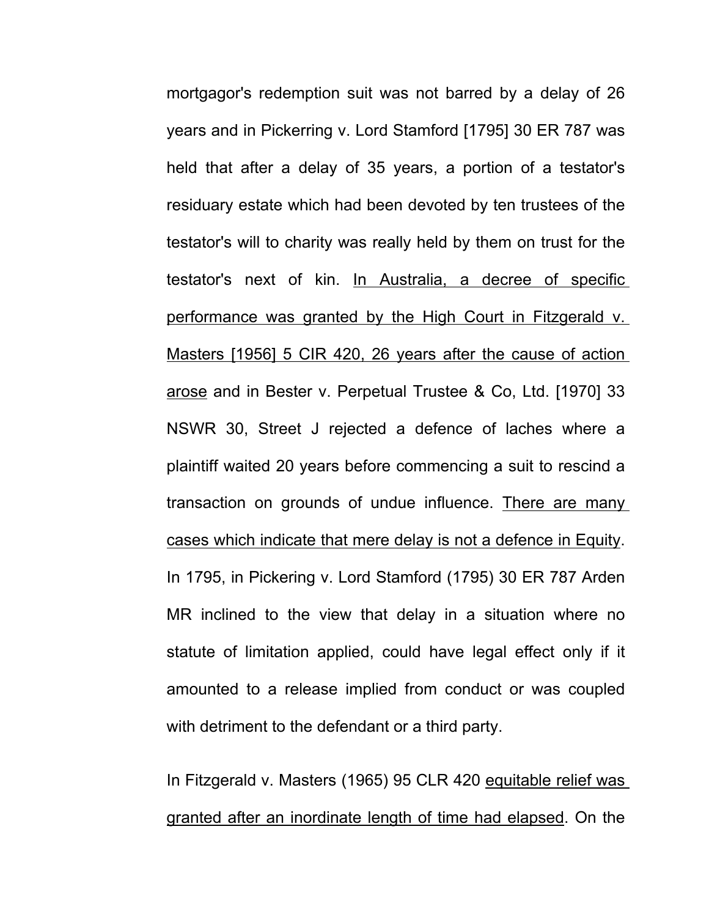mortgagor's redemption suit was not barred by a delay of 26 years and in Pickerring v. Lord Stamford [1795] 30 ER 787 was held that after a delay of 35 years, a portion of a testator's residuary estate which had been devoted by ten trustees of the testator's will to charity was really held by them on trust for the testator's next of kin. <u>In Australia, a decree of specific performance was granted by the High Court in Fitzgerald v. Masters [1956] 5 CIR 420, 26 years after the cause of action arose</u> and in Bester v. Perpetual Trustee & Co, Ltd. [1970] 33 NSWR 30, Street J rejected a defence of laches where a plaintiff waited 20 years before commencing a suit to rescind a transaction on grounds of undue influence. <u>There are many cases which indicate that mere delay is not a defence in Equity</u>. In 1795, in Pickering v. Lord Stamford (1795) 30 ER 787 Arden MR inclined to the view that delay in a situation where no statute of limitation applied, could have legal effect only if it amounted to a release implied from conduct or was coupled with detriment to the defendant or a third party.

In Fitzgerald v. Masters (1965) 95 CLR 420 <u>equitable relief was granted after an inordinate length of time had elapsed</u>. On the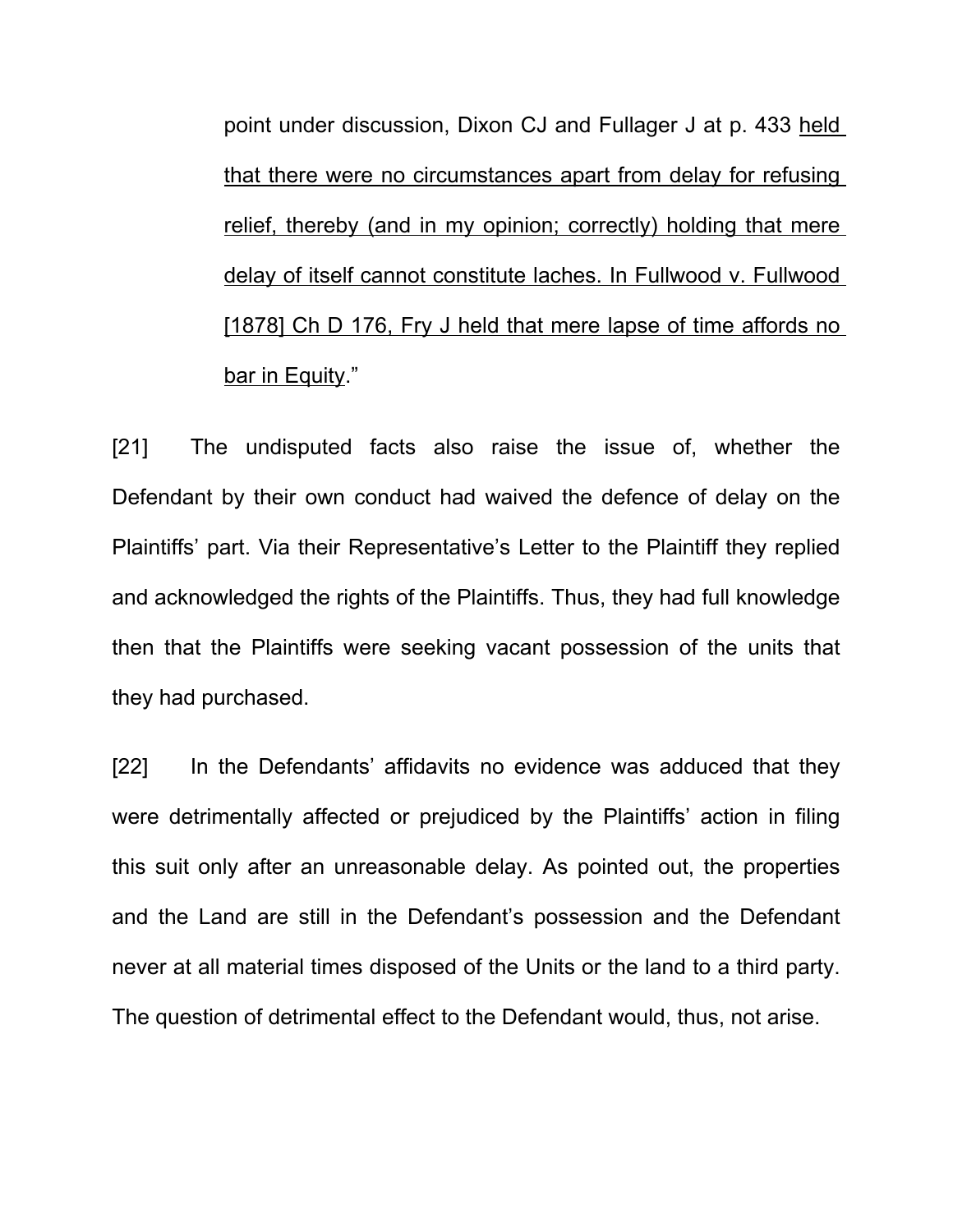> point under discussion, Dixon CJ and Fullager J at p. 433 <u>held that there were no circumstances apart from delay for refusing relief, thereby (and in my opinion; correctly) holding that mere delay of itself cannot constitute laches. In Fullwood v. Fullwood [1878] Ch D 176, Fry J held that mere lapse of time affords no bar in Equity</u>."

[21] The undisputed facts also raise the issue of, whether the Defendant by their own conduct had waived the defence of delay on the Plaintiffs' part. Via their Representative's Letter to the Plaintiff they replied and acknowledged the rights of the Plaintiffs. Thus, they had full knowledge then that the Plaintiffs were seeking vacant possession of the units that they had purchased.

[22] In the Defendants' affidavits no evidence was adduced that they were detrimentally affected or prejudiced by the Plaintiffs' action in filing this suit only after an unreasonable delay. As pointed out, the properties and the Land are still in the Defendant's possession and the Defendant never at all material times disposed of the Units or the land to a third party. The question of detrimental effect to the Defendant would, thus, not arise.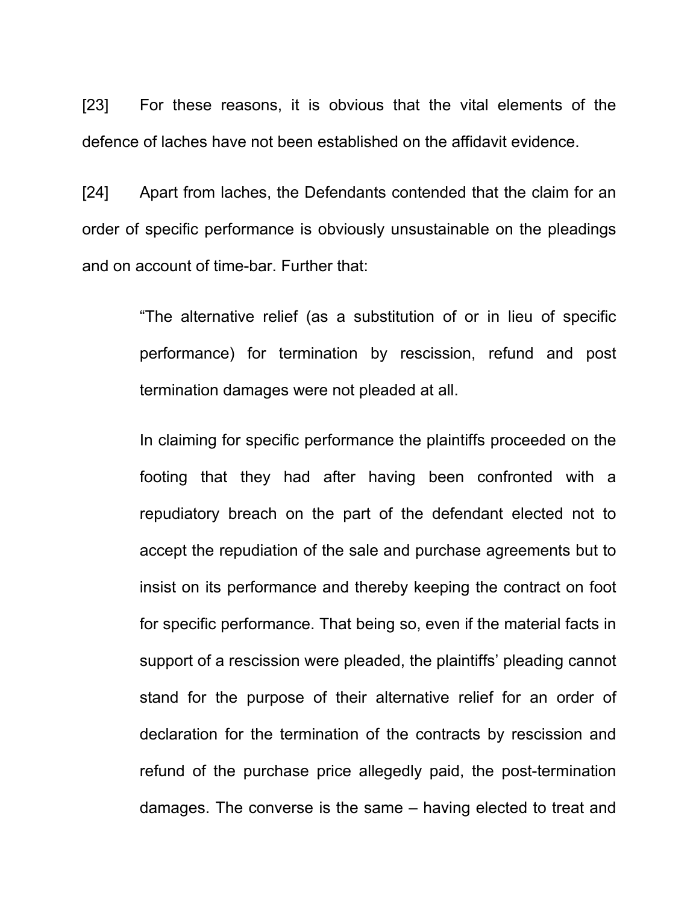[23] For these reasons, it is obvious that the vital elements of the defence of laches have not been established on the affidavit evidence.

[24] Apart from laches, the Defendants contended that the claim for an order of specific performance is obviously unsustainable on the pleadings and on account of time-bar. Further that:

> "The alternative relief (as a substitution of or in lieu of specific performance) for termination by rescission, refund and post termination damages were not pleaded at all.
>
> In claiming for specific performance the plaintiffs proceeded on the footing that they had after having been confronted with a repudiatory breach on the part of the defendant elected not to accept the repudiation of the sale and purchase agreements but to insist on its performance and thereby keeping the contract on foot for specific performance. That being so, even if the material facts in support of a rescission were pleaded, the plaintiffs' pleading cannot stand for the purpose of their alternative relief for an order of declaration for the termination of the contracts by rescission and refund of the purchase price allegedly paid, the post-termination damages. The converse is the same – having elected to treat and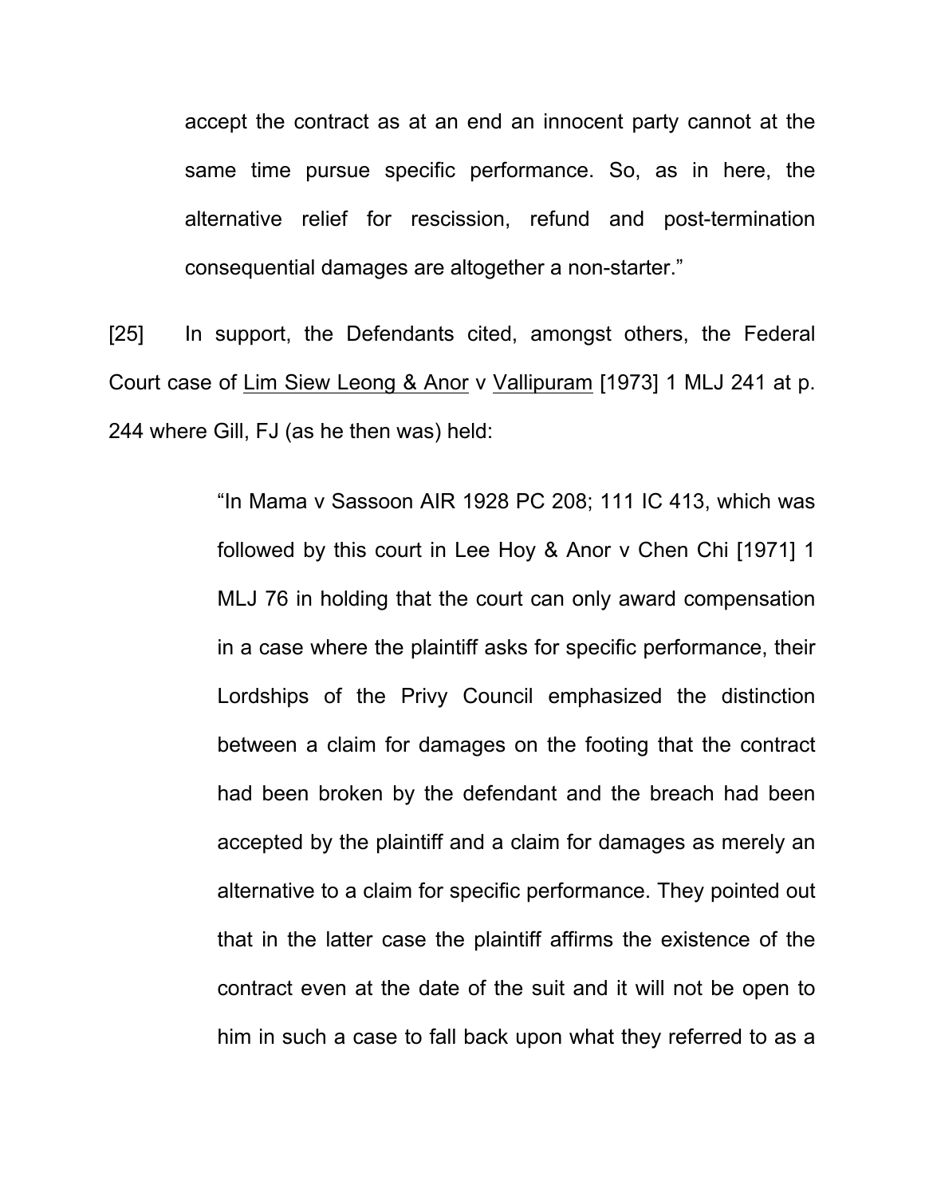accept the contract as at an end an innocent party cannot at the same time pursue specific performance. So, as in here, the alternative relief for rescission, refund and post-termination consequential damages are altogether a non-starter."

[25] In support, the Defendants cited, amongst others, the Federal Court case of Lim Siew Leong & Anor v Vallipuram [1973] 1 MLJ 241 at p. 244 where Gill, FJ (as he then was) held:

> "In Mama v Sassoon AIR 1928 PC 208; 111 IC 413, which was followed by this court in Lee Hoy & Anor v Chen Chi [1971] 1 MLJ 76 in holding that the court can only award compensation in a case where the plaintiff asks for specific performance, their Lordships of the Privy Council emphasized the distinction between a claim for damages on the footing that the contract had been broken by the defendant and the breach had been accepted by the plaintiff and a claim for damages as merely an alternative to a claim for specific performance. They pointed out that in the latter case the plaintiff affirms the existence of the contract even at the date of the suit and it will not be open to him in such a case to fall back upon what they referred to as a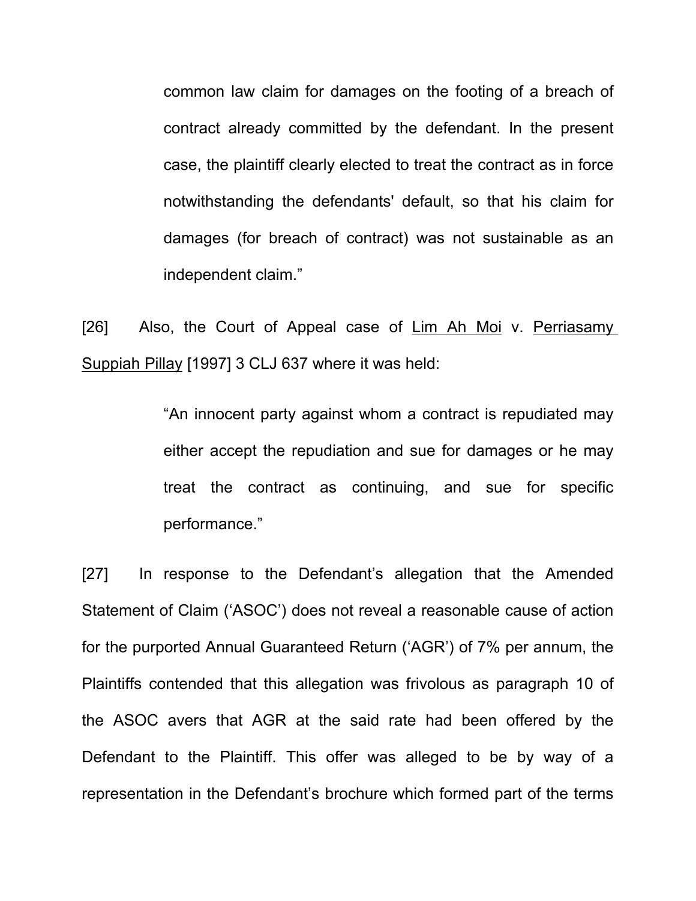> common law claim for damages on the footing of a breach of contract already committed by the defendant. In the present case, the plaintiff clearly elected to treat the contract as in force notwithstanding the defendants' default, so that his claim for damages (for breach of contract) was not sustainable as an independent claim."

[26] Also, the Court of Appeal case of Lim Ah Moi v. Perriasamy Suppiah Pillay [1997] 3 CLJ 637 where it was held:

> "An innocent party against whom a contract is repudiated may either accept the repudiation and sue for damages or he may treat the contract as continuing, and sue for specific performance."

[27] In response to the Defendant's allegation that the Amended Statement of Claim ('ASOC') does not reveal a reasonable cause of action for the purported Annual Guaranteed Return ('AGR') of 7% per annum, the Plaintiffs contended that this allegation was frivolous as paragraph 10 of the ASOC avers that AGR at the said rate had been offered by the Defendant to the Plaintiff. This offer was alleged to be by way of a representation in the Defendant's brochure which formed part of the terms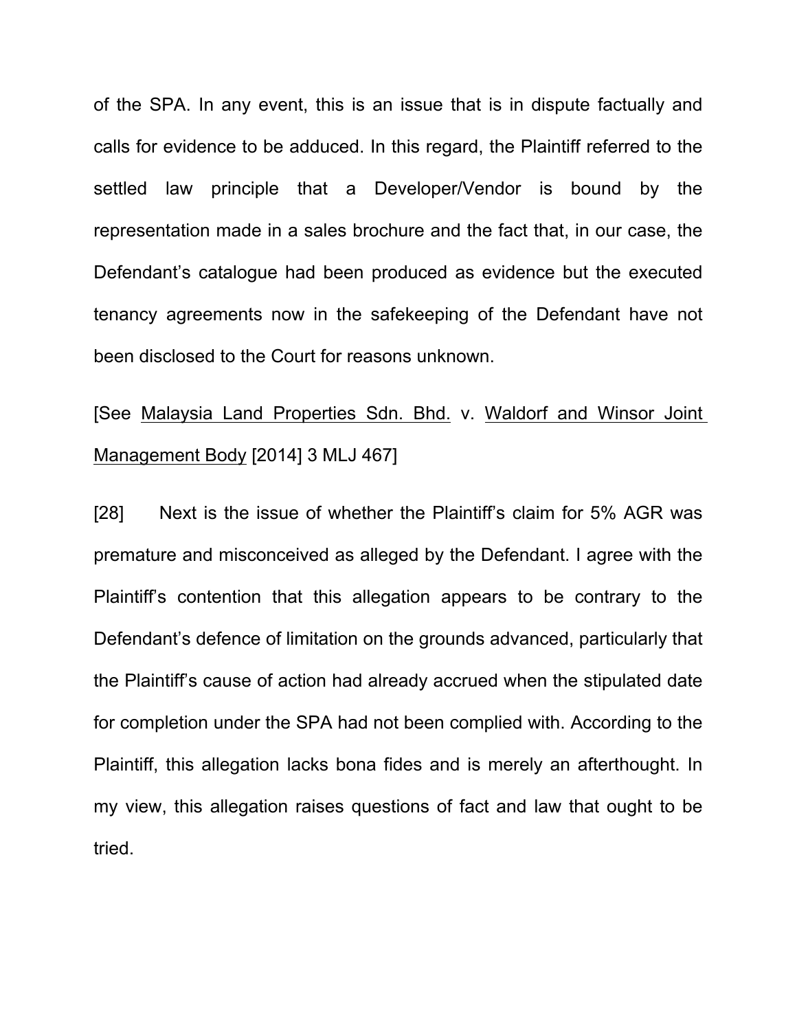of the SPA. In any event, this is an issue that is in dispute factually and calls for evidence to be adduced. In this regard, the Plaintiff referred to the settled law principle that a Developer/Vendor is bound by the representation made in a sales brochure and the fact that, in our case, the Defendant's catalogue had been produced as evidence but the executed tenancy agreements now in the safekeeping of the Defendant have not been disclosed to the Court for reasons unknown.

[See Malaysia Land Properties Sdn. Bhd. v. Waldorf and Winsor Joint Management Body [2014] 3 MLJ 467]

[28] Next is the issue of whether the Plaintiff's claim for 5% AGR was premature and misconceived as alleged by the Defendant. I agree with the Plaintiff's contention that this allegation appears to be contrary to the Defendant's defence of limitation on the grounds advanced, particularly that the Plaintiff's cause of action had already accrued when the stipulated date for completion under the SPA had not been complied with. According to the Plaintiff, this allegation lacks bona fides and is merely an afterthought. In my view, this allegation raises questions of fact and law that ought to be tried.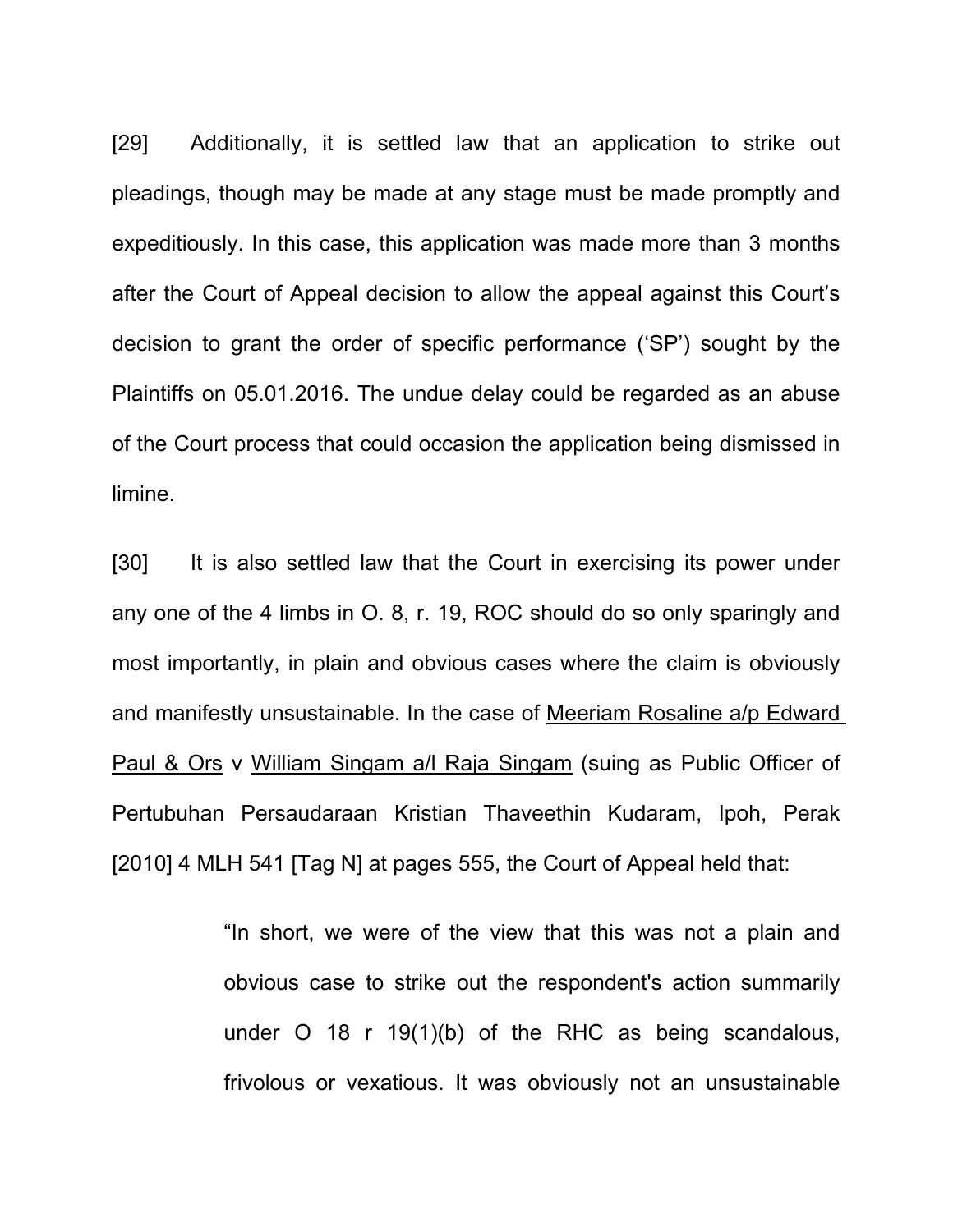[29] Additionally, it is settled law that an application to strike out pleadings, though may be made at any stage must be made promptly and expeditiously. In this case, this application was made more than 3 months after the Court of Appeal decision to allow the appeal against this Court's decision to grant the order of specific performance ('SP') sought by the Plaintiffs on 05.01.2016. The undue delay could be regarded as an abuse of the Court process that could occasion the application being dismissed in limine.

[30] It is also settled law that the Court in exercising its power under any one of the 4 limbs in O. 8, r. 19, ROC should do so only sparingly and most importantly, in plain and obvious cases where the claim is obviously and manifestly unsustainable. In the case of Meeriam Rosaline a/p Edward Paul & Ors v William Singam a/l Raja Singam (suing as Public Officer of Pertubuhan Persaudaraan Kristian Thaveethin Kudaram, Ipoh, Perak [2010] 4 MLH 541 [Tag N] at pages 555, the Court of Appeal held that:

> "In short, we were of the view that this was not a plain and obvious case to strike out the respondent's action summarily under O 18 r 19(1)(b) of the RHC as being scandalous, frivolous or vexatious. It was obviously not an unsustainable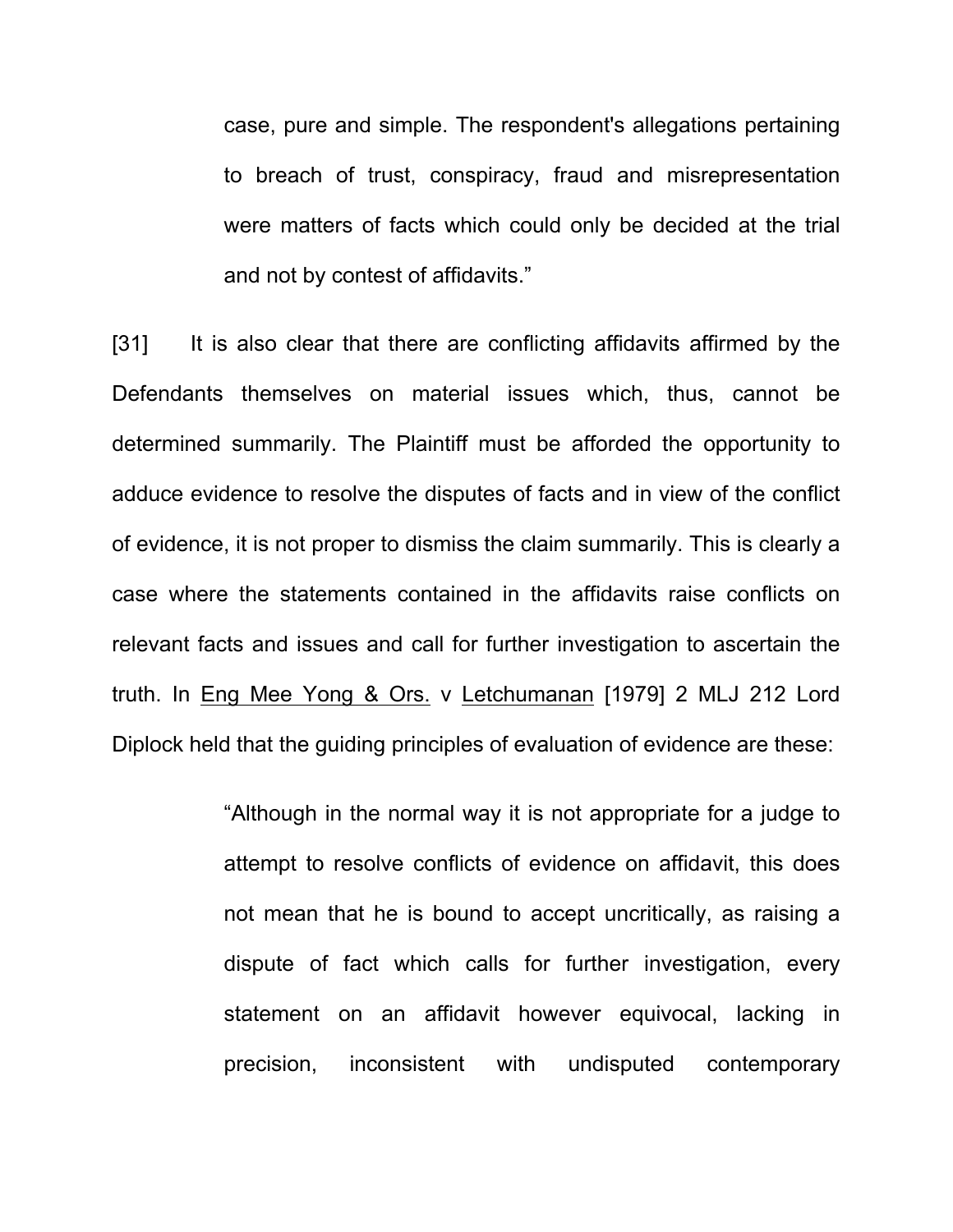> case, pure and simple. The respondent's allegations pertaining to breach of trust, conspiracy, fraud and misrepresentation were matters of facts which could only be decided at the trial and not by contest of affidavits."

[31] It is also clear that there are conflicting affidavits affirmed by the Defendants themselves on material issues which, thus, cannot be determined summarily. The Plaintiff must be afforded the opportunity to adduce evidence to resolve the disputes of facts and in view of the conflict of evidence, it is not proper to dismiss the claim summarily. This is clearly a case where the statements contained in the affidavits raise conflicts on relevant facts and issues and call for further investigation to ascertain the truth. In Eng Mee Yong & Ors. v Letchumanan [1979] 2 MLJ 212 Lord Diplock held that the guiding principles of evaluation of evidence are these:

> "Although in the normal way it is not appropriate for a judge to attempt to resolve conflicts of evidence on affidavit, this does not mean that he is bound to accept uncritically, as raising a dispute of fact which calls for further investigation, every statement on an affidavit however equivocal, lacking in precision, inconsistent with undisputed contemporary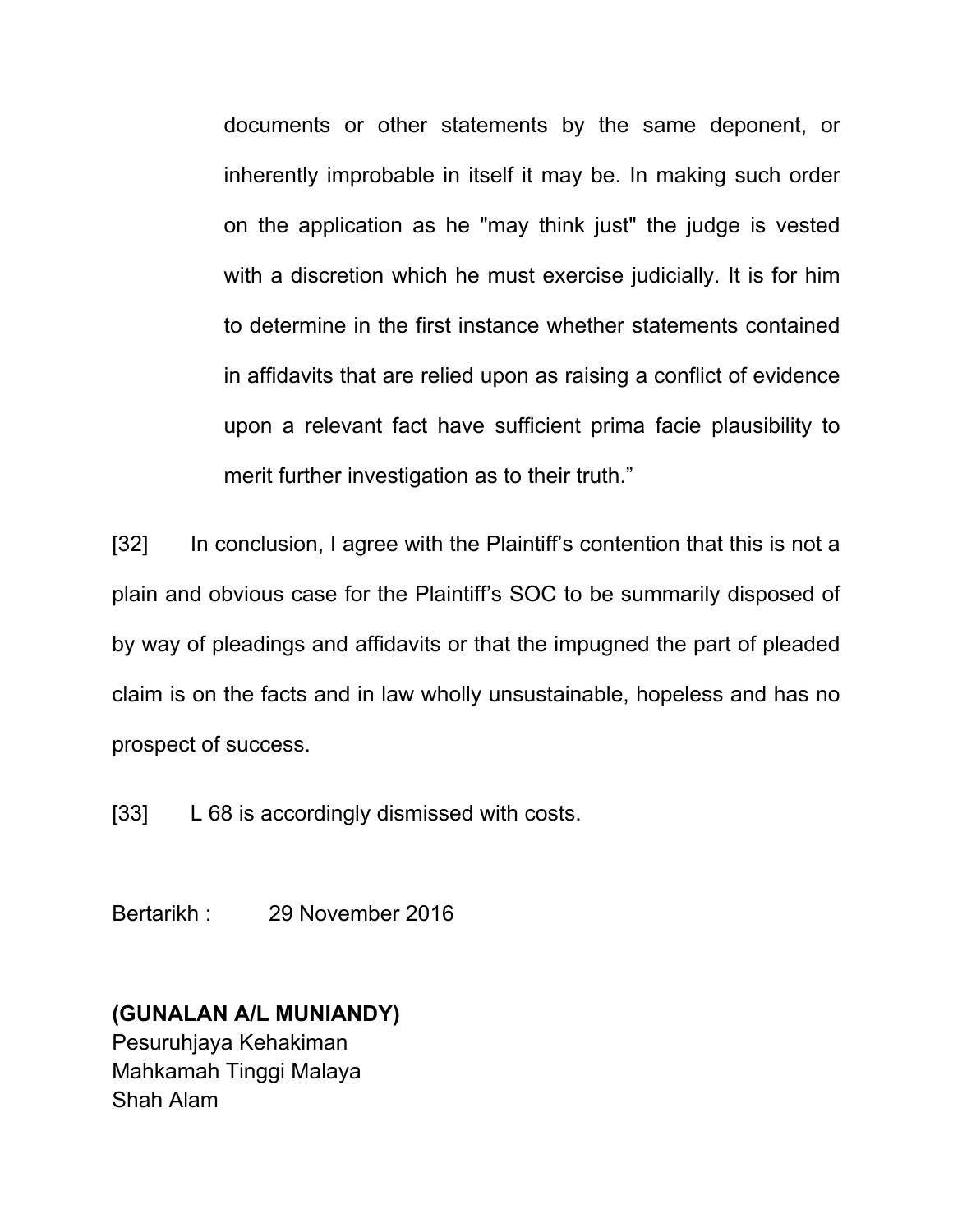> documents or other statements by the same deponent, or inherently improbable in itself it may be. In making such order on the application as he "may think just" the judge is vested with a discretion which he must exercise judicially. It is for him to determine in the first instance whether statements contained in affidavits that are relied upon as raising a conflict of evidence upon a relevant fact have sufficient prima facie plausibility to merit further investigation as to their truth."

[32] In conclusion, I agree with the Plaintiff's contention that this is not a plain and obvious case for the Plaintiff's SOC to be summarily disposed of by way of pleadings and affidavits or that the impugned the part of pleaded claim is on the facts and in law wholly unsustainable, hopeless and has no prospect of success.

[33] L 68 is accordingly dismissed with costs.

Bertarikh : 29 November 2016

**(GUNALAN A/L MUNIANDY)**
Pesuruhjaya Kehakiman
Mahkamah Tinggi Malaya
Shah Alam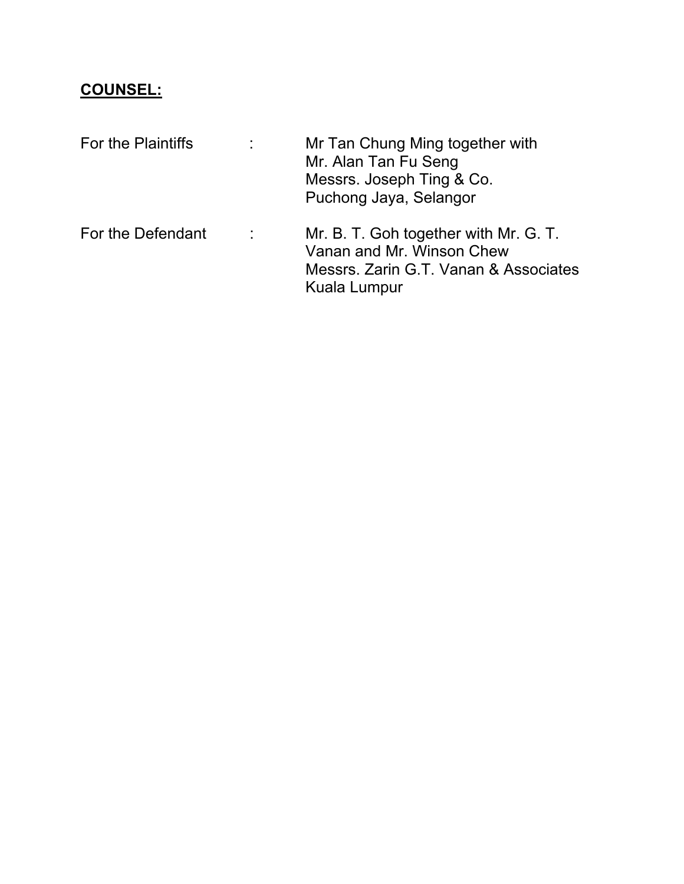**COUNSEL:**

| | | |
|---|---|---|
| For the Plaintiffs | : | Mr Tan Chung Ming together with Mr. Alan Tan Fu Seng Messrs. Joseph Ting & Co. Puchong Jaya, Selangor |
| For the Defendant | : | Mr. B. T. Goh together with Mr. G. T. Vanan and Mr. Winson Chew Messrs. Zarin G.T. Vanan & Associates Kuala Lumpur |